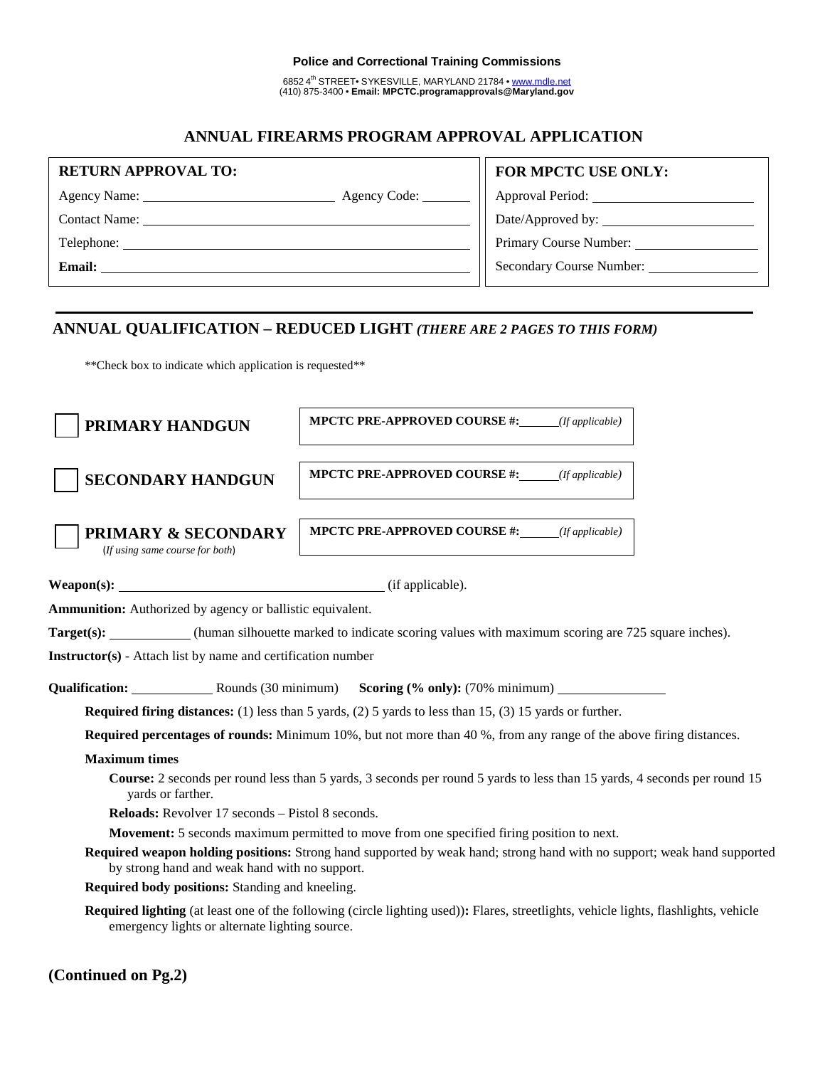**Police and Correctional Training Commissions**

6852 4th STREET• SYKESVILLE, MARYLAND 21784 • www.mdle.net
(410) 875-3400 • **Email: MPCTC.programapprovals@Maryland.gov**

## ANNUAL FIREARMS PROGRAM APPROVAL APPLICATION

| **RETURN APPROVAL TO:** | **FOR MPCTC USE ONLY:** |
|---|---|
| Agency Name: ______________________ Agency Code: _______ | Approval Period: ____________________ |
| Contact Name: ______________________ | Date/Approved by: ____________________ |
| Telephone: ______________________ | Primary Course Number: ____________________ |
| **Email:** ______________________ | Secondary Course Number: ____________________ |

---

## ANNUAL QUALIFICATION – REDUCED LIGHT *(THERE ARE 2 PAGES TO THIS FORM)*

**Check box to indicate which application is requested**

☐ **PRIMARY HANDGUN** — **MPCTC PRE-APPROVED COURSE #:**______ *(If applicable)*

☐ **SECONDARY HANDGUN** — **MPCTC PRE-APPROVED COURSE #:**______ *(If applicable)*

☐ **PRIMARY & SECONDARY** (*If using same course for both*) — **MPCTC PRE-APPROVED COURSE #:**______ *(If applicable)*

**Weapon(s):** ________________________________ (if applicable).

**Ammunition:** Authorized by agency or ballistic equivalent.

**Target(s):** ____________ (human silhouette marked to indicate scoring values with maximum scoring are 725 square inches).

**Instructor(s)** - Attach list by name and certification number

**Qualification:** ____________ Rounds (30 minimum) **Scoring (% only):** (70% minimum) ________________

**Required firing distances:** (1) less than 5 yards, (2) 5 yards to less than 15, (3) 15 yards or further.

**Required percentages of rounds:** Minimum 10%, but not more than 40 %, from any range of the above firing distances.

**Maximum times**

- **Course:** 2 seconds per round less than 5 yards, 3 seconds per round 5 yards to less than 15 yards, 4 seconds per round 15 yards or farther.
- **Reloads:** Revolver 17 seconds – Pistol 8 seconds.
- **Movement:** 5 seconds maximum permitted to move from one specified firing position to next.

**Required weapon holding positions:** Strong hand supported by weak hand; strong hand with no support; weak hand supported by strong hand and weak hand with no support.

**Required body positions:** Standing and kneeling.

**Required lighting** (at least one of the following (circle lighting used))**:** Flares, streetlights, vehicle lights, flashlights, vehicle emergency lights or alternate lighting source.

**(Continued on Pg.2)**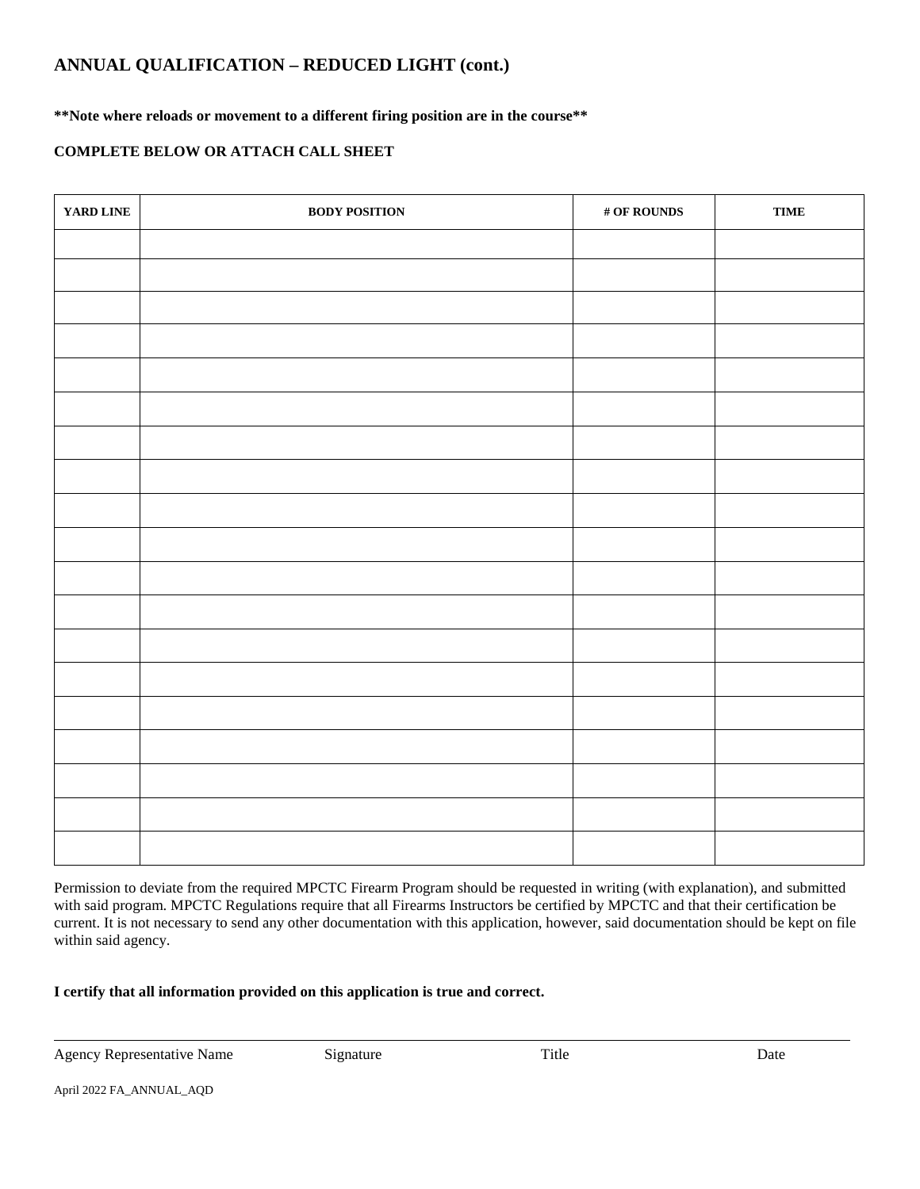## ANNUAL QUALIFICATION – REDUCED LIGHT (cont.)

**\*\*Note where reloads or movement to a different firing position are in the course\*\***

**COMPLETE BELOW OR ATTACH CALL SHEET**

| YARD LINE | BODY POSITION | # OF ROUNDS | TIME |
|---|---|---|---|
| | | | |
| | | | |
| | | | |
| | | | |
| | | | |
| | | | |
| | | | |
| | | | |
| | | | |
| | | | |
| | | | |
| | | | |
| | | | |
| | | | |
| | | | |
| | | | |
| | | | |
| | | | |
| | | | |

Permission to deviate from the required MPCTC Firearm Program should be requested in writing (with explanation), and submitted with said program. MPCTC Regulations require that all Firearms Instructors be certified by MPCTC and that their certification be current. It is not necessary to send any other documentation with this application, however, said documentation should be kept on file within said agency.

**I certify that all information provided on this application is true and correct.**

Agency Representative Name    Signature    Title    Date

April 2022 FA_ANNUAL_AQD